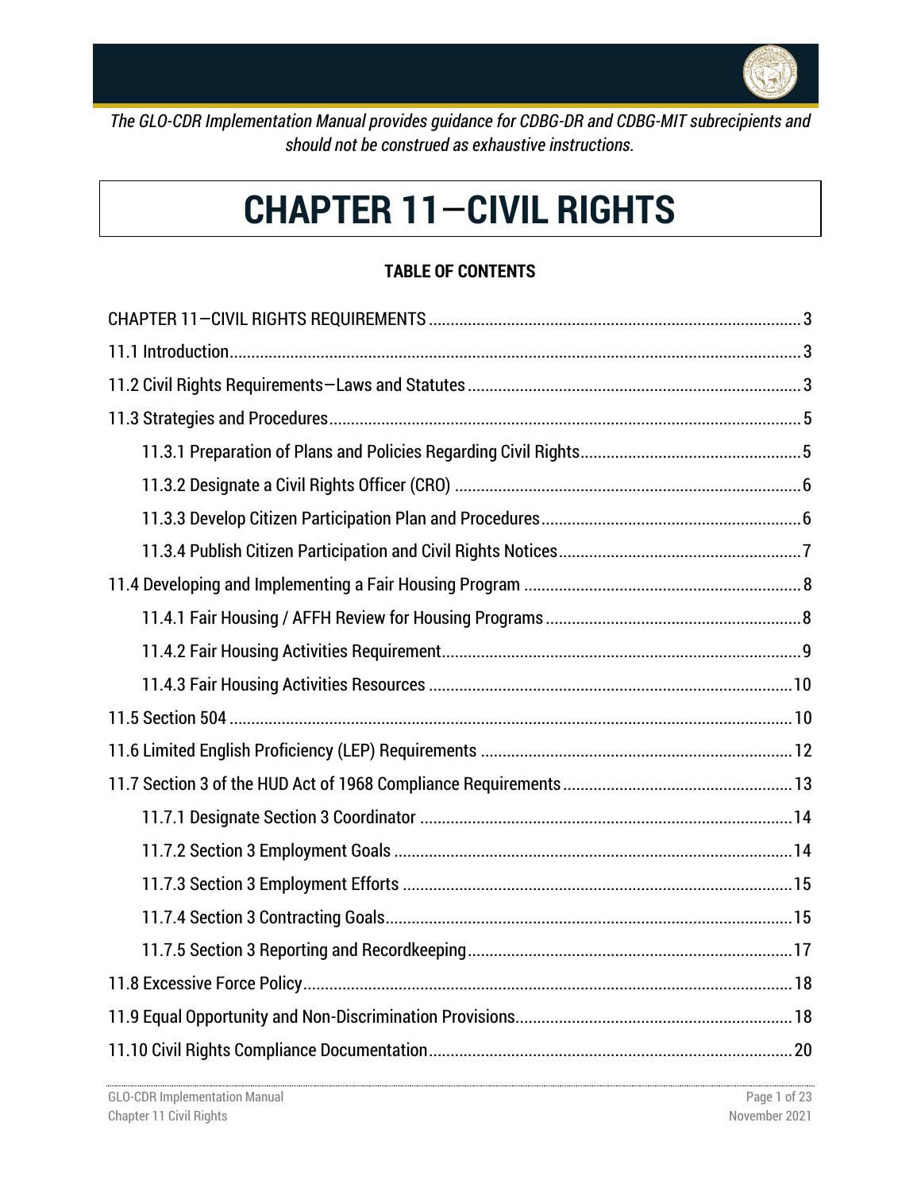*The GLO-CDR Implementation Manual provides guidance for CDBG-DR and CDBG-MIT subrecipients and should not be construed as exhaustive instructions.*

# CHAPTER 11—CIVIL RIGHTS

**TABLE OF CONTENTS**

CHAPTER 11—CIVIL RIGHTS REQUIREMENTS .......... 3

11.1 Introduction .......... 3

11.2 Civil Rights Requirements—Laws and Statutes .......... 3

11.3 Strategies and Procedures .......... 5

- 11.3.1 Preparation of Plans and Policies Regarding Civil Rights .......... 5
- 11.3.2 Designate a Civil Rights Officer (CRO) .......... 6
- 11.3.3 Develop Citizen Participation Plan and Procedures .......... 6
- 11.3.4 Publish Citizen Participation and Civil Rights Notices .......... 7

11.4 Developing and Implementing a Fair Housing Program .......... 8

- 11.4.1 Fair Housing / AFFH Review for Housing Programs .......... 8
- 11.4.2 Fair Housing Activities Requirement .......... 9
- 11.4.3 Fair Housing Activities Resources .......... 10

11.5 Section 504 .......... 10

11.6 Limited English Proficiency (LEP) Requirements .......... 12

11.7 Section 3 of the HUD Act of 1968 Compliance Requirements .......... 13

- 11.7.1 Designate Section 3 Coordinator .......... 14
- 11.7.2 Section 3 Employment Goals .......... 14
- 11.7.3 Section 3 Employment Efforts .......... 15
- 11.7.4 Section 3 Contracting Goals .......... 15
- 11.7.5 Section 3 Reporting and Recordkeeping .......... 17

11.8 Excessive Force Policy .......... 18

11.9 Equal Opportunity and Non-Discrimination Provisions .......... 18

11.10 Civil Rights Compliance Documentation .......... 20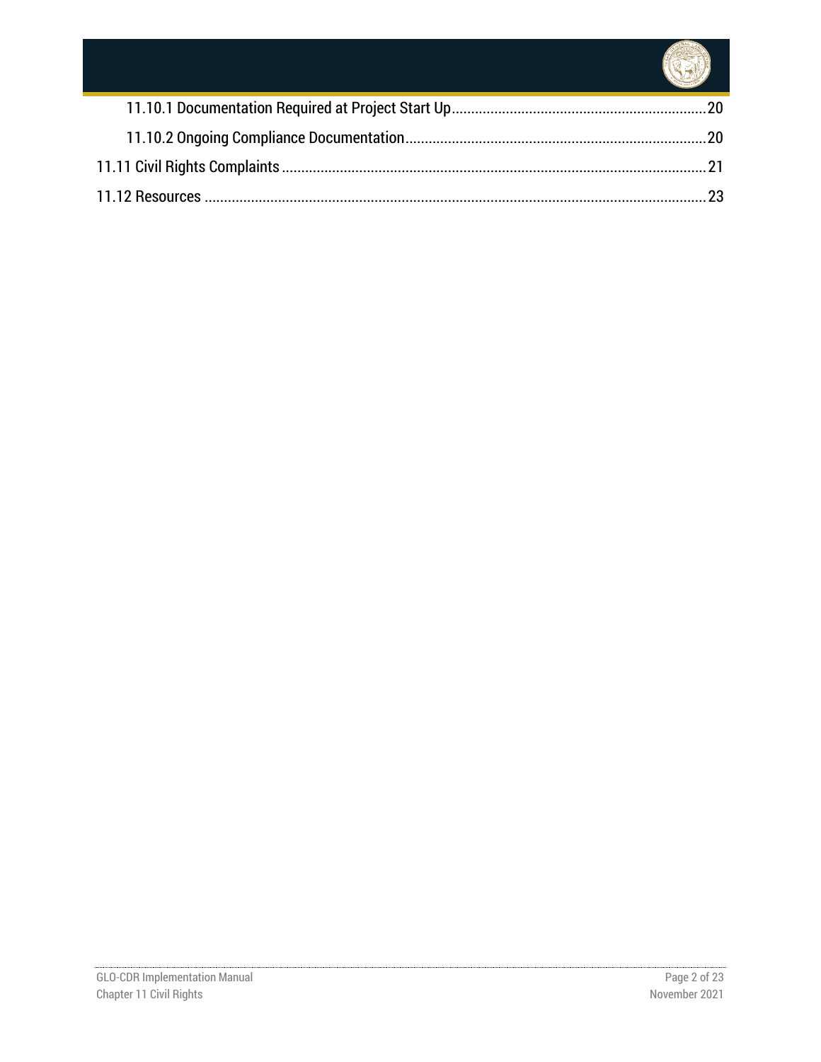11.10.1 Documentation Required at Project Start Up ........ 20

11.10.2 Ongoing Compliance Documentation ........ 20

11.11 Civil Rights Complaints ........ 21

11.12 Resources ........ 23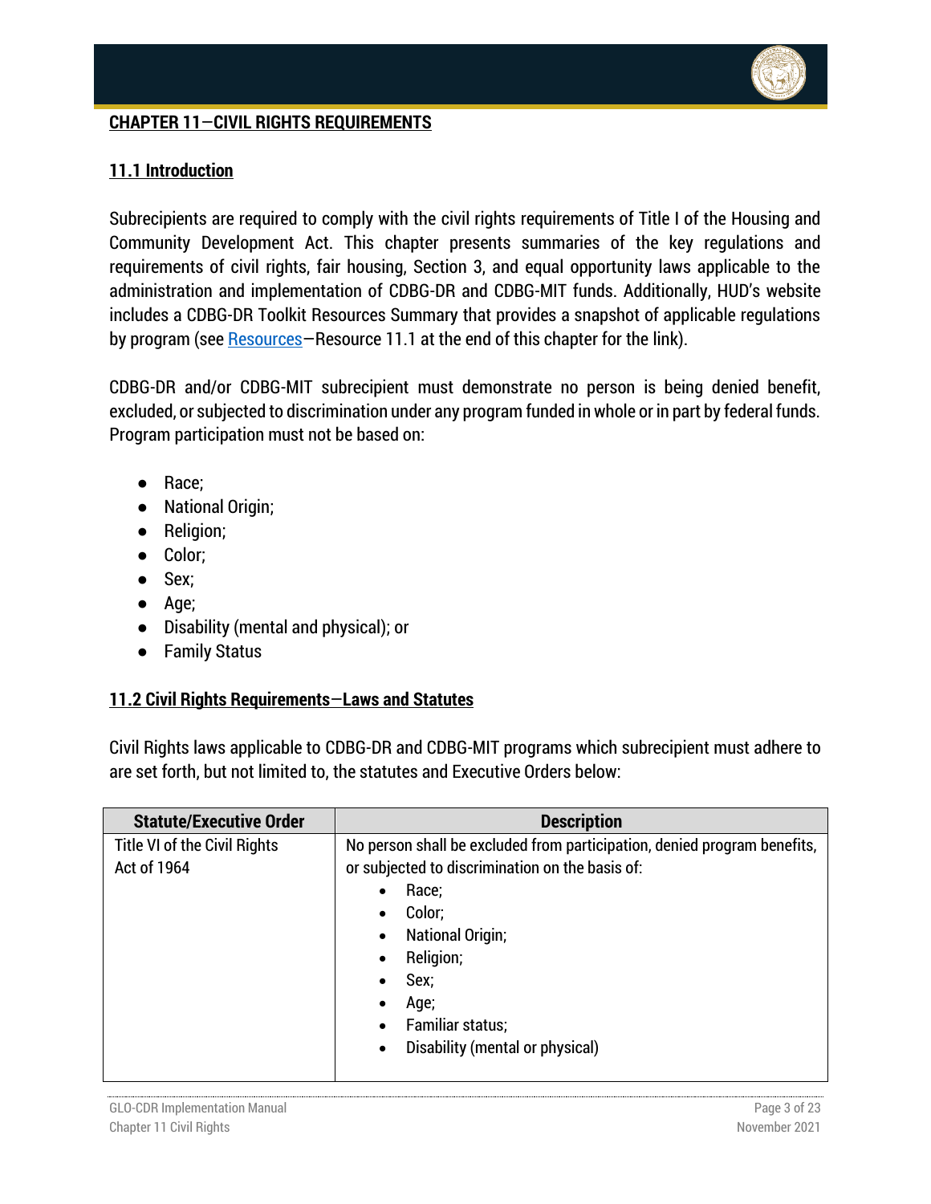## CHAPTER 11—CIVIL RIGHTS REQUIREMENTS

### 11.1 Introduction

Subrecipients are required to comply with the civil rights requirements of Title I of the Housing and Community Development Act. This chapter presents summaries of the key regulations and requirements of civil rights, fair housing, Section 3, and equal opportunity laws applicable to the administration and implementation of CDBG-DR and CDBG-MIT funds. Additionally, HUD's website includes a CDBG-DR Toolkit Resources Summary that provides a snapshot of applicable regulations by program (see Resources—Resource 11.1 at the end of this chapter for the link).

CDBG-DR and/or CDBG-MIT subrecipient must demonstrate no person is being denied benefit, excluded, or subjected to discrimination under any program funded in whole or in part by federal funds. Program participation must not be based on:

- Race;
- National Origin;
- Religion;
- Color;
- Sex;
- Age;
- Disability (mental and physical); or
- Family Status

### 11.2 Civil Rights Requirements—Laws and Statutes

Civil Rights laws applicable to CDBG-DR and CDBG-MIT programs which subrecipient must adhere to are set forth, but not limited to, the statutes and Executive Orders below:

| Statute/Executive Order | Description |
|---|---|
| Title VI of the Civil Rights Act of 1964 | No person shall be excluded from participation, denied program benefits, or subjected to discrimination on the basis of:<br>• Race;<br>• Color;<br>• National Origin;<br>• Religion;<br>• Sex;<br>• Age;<br>• Familiar status;<br>• Disability (mental or physical) |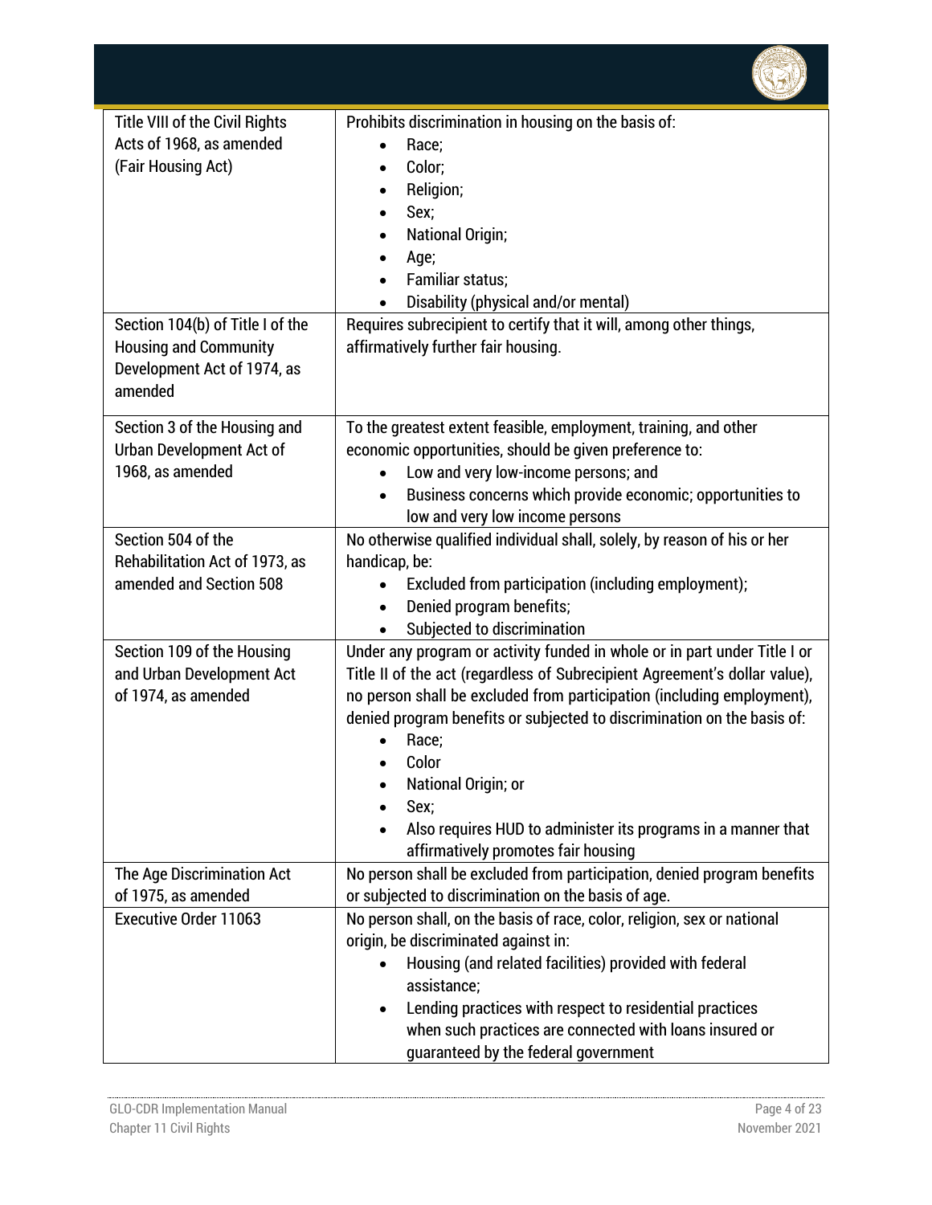| Title VIII of the Civil Rights Acts of 1968, as amended (Fair Housing Act) | Prohibits discrimination in housing on the basis of:<br>• Race;<br>• Color;<br>• Religion;<br>• Sex;<br>• National Origin;<br>• Age;<br>• Familiar status;<br>• Disability (physical and/or mental) |
|---|---|
| Section 104(b) of Title I of the Housing and Community Development Act of 1974, as amended | Requires subrecipient to certify that it will, among other things, affirmatively further fair housing. |
| Section 3 of the Housing and Urban Development Act of 1968, as amended | To the greatest extent feasible, employment, training, and other economic opportunities, should be given preference to:<br>• Low and very low-income persons; and<br>• Business concerns which provide economic; opportunities to low and very low income persons |
| Section 504 of the Rehabilitation Act of 1973, as amended and Section 508 | No otherwise qualified individual shall, solely, by reason of his or her handicap, be:<br>• Excluded from participation (including employment);<br>• Denied program benefits;<br>• Subjected to discrimination |
| Section 109 of the Housing and Urban Development Act of 1974, as amended | Under any program or activity funded in whole or in part under Title I or Title II of the act (regardless of Subrecipient Agreement's dollar value), no person shall be excluded from participation (including employment), denied program benefits or subjected to discrimination on the basis of:<br>• Race;<br>• Color<br>• National Origin; or<br>• Sex;<br>• Also requires HUD to administer its programs in a manner that affirmatively promotes fair housing |
| The Age Discrimination Act of 1975, as amended | No person shall be excluded from participation, denied program benefits or subjected to discrimination on the basis of age. |
| Executive Order 11063 | No person shall, on the basis of race, color, religion, sex or national origin, be discriminated against in:<br>• Housing (and related facilities) provided with federal assistance;<br>• Lending practices with respect to residential practices when such practices are connected with loans insured or guaranteed by the federal government |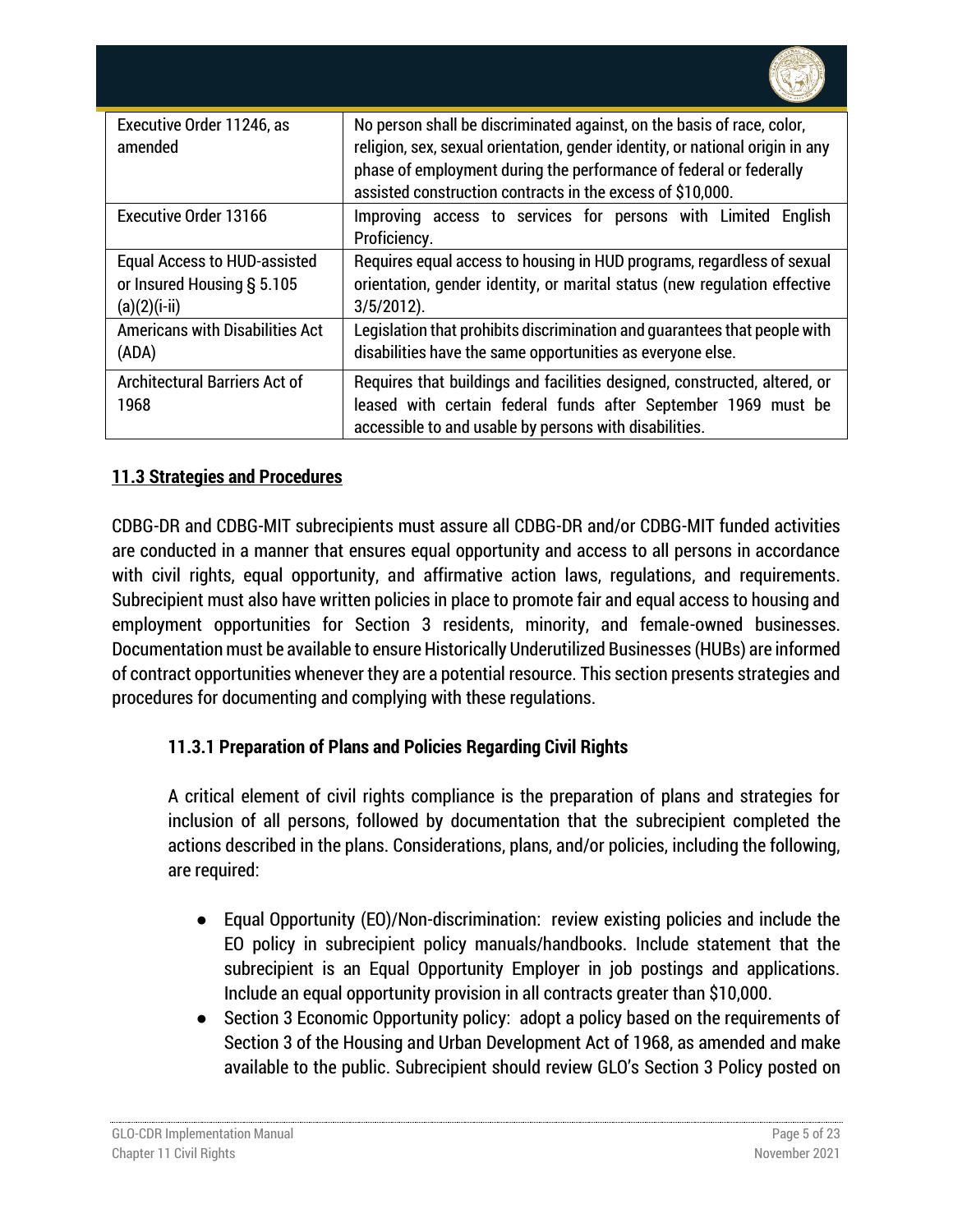| | |
|---|---|
| Executive Order 11246, as amended | No person shall be discriminated against, on the basis of race, color, religion, sex, sexual orientation, gender identity, or national origin in any phase of employment during the performance of federal or federally assisted construction contracts in the excess of $10,000. |
| Executive Order 13166 | Improving access to services for persons with Limited English Proficiency. |
| Equal Access to HUD-assisted or Insured Housing § 5.105 (a)(2)(i-ii) | Requires equal access to housing in HUD programs, regardless of sexual orientation, gender identity, or marital status (new regulation effective 3/5/2012). |
| Americans with Disabilities Act (ADA) | Legislation that prohibits discrimination and guarantees that people with disabilities have the same opportunities as everyone else. |
| Architectural Barriers Act of 1968 | Requires that buildings and facilities designed, constructed, altered, or leased with certain federal funds after September 1969 must be accessible to and usable by persons with disabilities. |

## 11.3 Strategies and Procedures

CDBG-DR and CDBG-MIT subrecipients must assure all CDBG-DR and/or CDBG-MIT funded activities are conducted in a manner that ensures equal opportunity and access to all persons in accordance with civil rights, equal opportunity, and affirmative action laws, regulations, and requirements. Subrecipient must also have written policies in place to promote fair and equal access to housing and employment opportunities for Section 3 residents, minority, and female-owned businesses. Documentation must be available to ensure Historically Underutilized Businesses (HUBs) are informed of contract opportunities whenever they are a potential resource. This section presents strategies and procedures for documenting and complying with these regulations.

### 11.3.1 Preparation of Plans and Policies Regarding Civil Rights

A critical element of civil rights compliance is the preparation of plans and strategies for inclusion of all persons, followed by documentation that the subrecipient completed the actions described in the plans. Considerations, plans, and/or policies, including the following, are required:

- Equal Opportunity (EO)/Non-discrimination: review existing policies and include the EO policy in subrecipient policy manuals/handbooks. Include statement that the subrecipient is an Equal Opportunity Employer in job postings and applications. Include an equal opportunity provision in all contracts greater than $10,000.
- Section 3 Economic Opportunity policy: adopt a policy based on the requirements of Section 3 of the Housing and Urban Development Act of 1968, as amended and make available to the public. Subrecipient should review GLO's Section 3 Policy posted on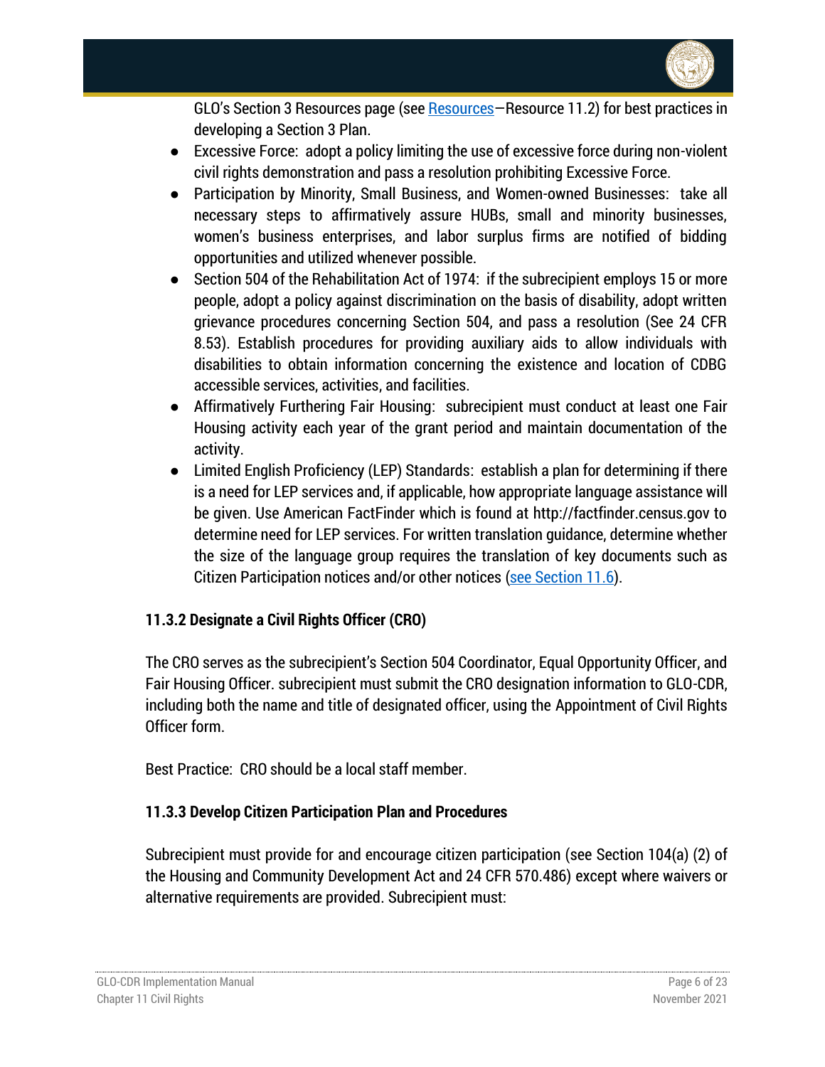GLO's Section 3 Resources page (see [Resources](#)—Resource 11.2) for best practices in developing a Section 3 Plan.

- Excessive Force: adopt a policy limiting the use of excessive force during non-violent civil rights demonstration and pass a resolution prohibiting Excessive Force.
- Participation by Minority, Small Business, and Women-owned Businesses: take all necessary steps to affirmatively assure HUBs, small and minority businesses, women's business enterprises, and labor surplus firms are notified of bidding opportunities and utilized whenever possible.
- Section 504 of the Rehabilitation Act of 1974: if the subrecipient employs 15 or more people, adopt a policy against discrimination on the basis of disability, adopt written grievance procedures concerning Section 504, and pass a resolution (See 24 CFR 8.53). Establish procedures for providing auxiliary aids to allow individuals with disabilities to obtain information concerning the existence and location of CDBG accessible services, activities, and facilities.
- Affirmatively Furthering Fair Housing: subrecipient must conduct at least one Fair Housing activity each year of the grant period and maintain documentation of the activity.
- Limited English Proficiency (LEP) Standards: establish a plan for determining if there is a need for LEP services and, if applicable, how appropriate language assistance will be given. Use American FactFinder which is found at http://factfinder.census.gov to determine need for LEP services. For written translation guidance, determine whether the size of the language group requires the translation of key documents such as Citizen Participation notices and/or other notices ([see Section 11.6](#)).

### 11.3.2 Designate a Civil Rights Officer (CRO)

The CRO serves as the subrecipient's Section 504 Coordinator, Equal Opportunity Officer, and Fair Housing Officer. subrecipient must submit the CRO designation information to GLO-CDR, including both the name and title of designated officer, using the Appointment of Civil Rights Officer form.

Best Practice: CRO should be a local staff member.

### 11.3.3 Develop Citizen Participation Plan and Procedures

Subrecipient must provide for and encourage citizen participation (see Section 104(a) (2) of the Housing and Community Development Act and 24 CFR 570.486) except where waivers or alternative requirements are provided. Subrecipient must: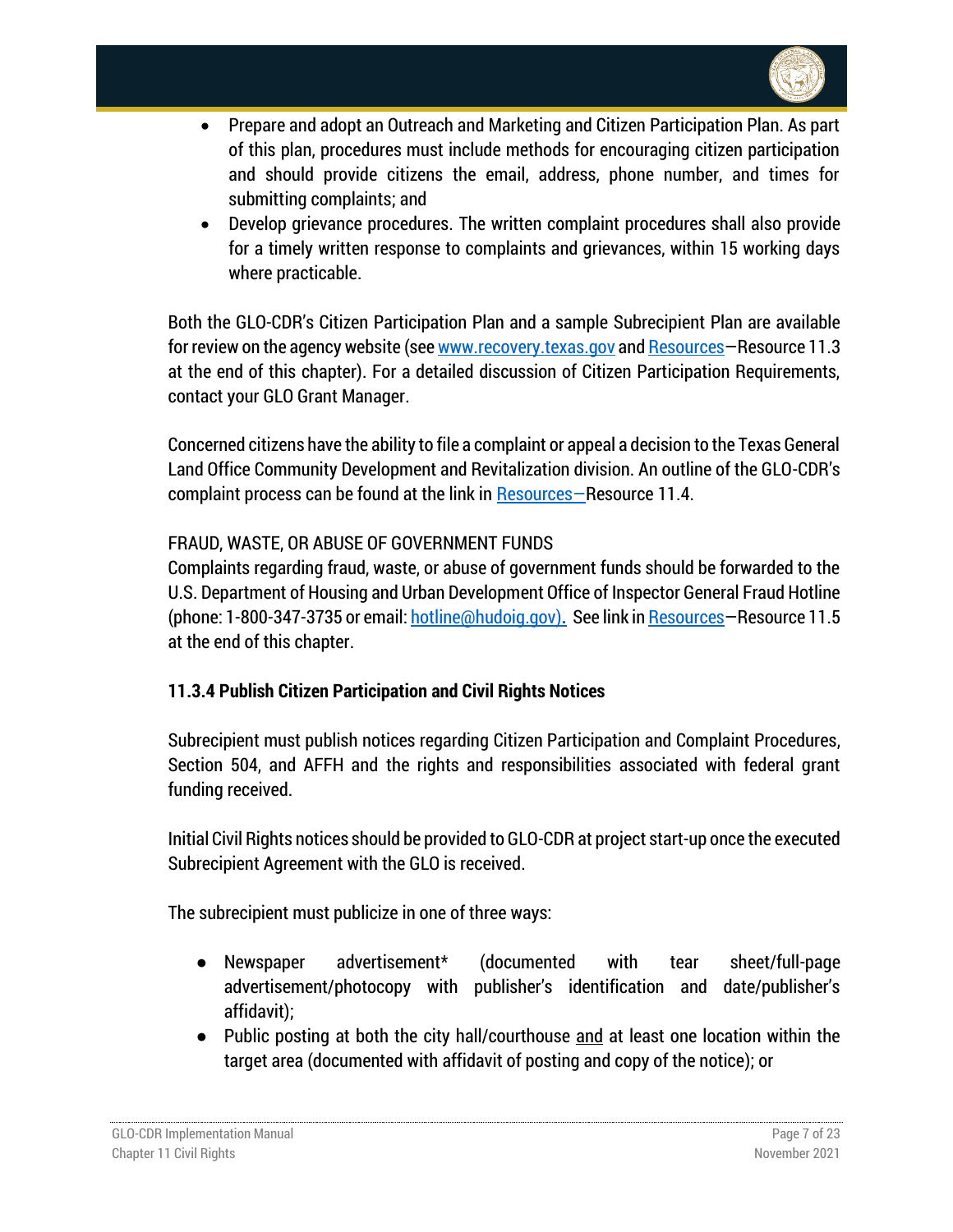- Prepare and adopt an Outreach and Marketing and Citizen Participation Plan. As part of this plan, procedures must include methods for encouraging citizen participation and should provide citizens the email, address, phone number, and times for submitting complaints; and
- Develop grievance procedures. The written complaint procedures shall also provide for a timely written response to complaints and grievances, within 15 working days where practicable.

Both the GLO-CDR's Citizen Participation Plan and a sample Subrecipient Plan are available for review on the agency website (see www.recovery.texas.gov and Resources—Resource 11.3 at the end of this chapter). For a detailed discussion of Citizen Participation Requirements, contact your GLO Grant Manager.

Concerned citizens have the ability to file a complaint or appeal a decision to the Texas General Land Office Community Development and Revitalization division. An outline of the GLO-CDR's complaint process can be found at the link in Resources—Resource 11.4.

FRAUD, WASTE, OR ABUSE OF GOVERNMENT FUNDS

Complaints regarding fraud, waste, or abuse of government funds should be forwarded to the U.S. Department of Housing and Urban Development Office of Inspector General Fraud Hotline (phone: 1-800-347-3735 or email: hotline@hudoig.gov). See link in Resources—Resource 11.5 at the end of this chapter.

### 11.3.4 Publish Citizen Participation and Civil Rights Notices

Subrecipient must publish notices regarding Citizen Participation and Complaint Procedures, Section 504, and AFFH and the rights and responsibilities associated with federal grant funding received.

Initial Civil Rights notices should be provided to GLO-CDR at project start-up once the executed Subrecipient Agreement with the GLO is received.

The subrecipient must publicize in one of three ways:

- Newspaper advertisement* (documented with tear sheet/full-page advertisement/photocopy with publisher's identification and date/publisher's affidavit);
- Public posting at both the city hall/courthouse <u>and</u> at least one location within the target area (documented with affidavit of posting and copy of the notice); or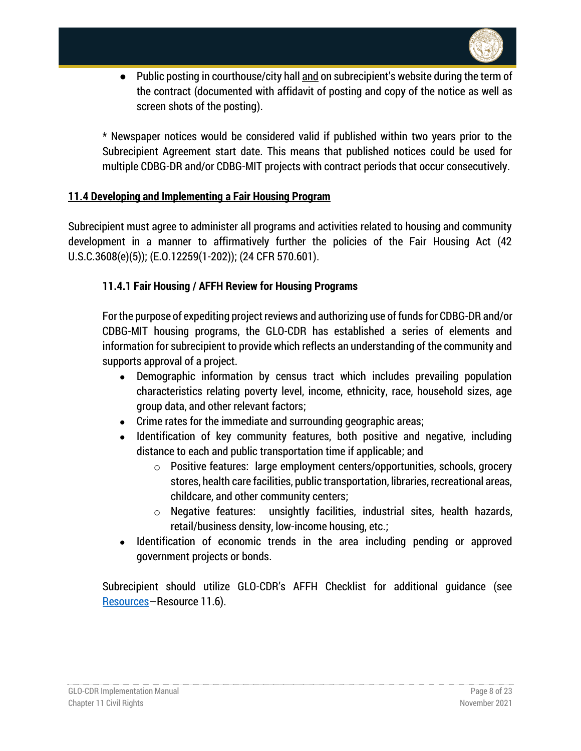- Public posting in courthouse/city hall and on subrecipient's website during the term of the contract (documented with affidavit of posting and copy of the notice as well as screen shots of the posting).

* Newspaper notices would be considered valid if published within two years prior to the Subrecipient Agreement start date. This means that published notices could be used for multiple CDBG-DR and/or CDBG-MIT projects with contract periods that occur consecutively.

## 11.4 Developing and Implementing a Fair Housing Program

Subrecipient must agree to administer all programs and activities related to housing and community development in a manner to affirmatively further the policies of the Fair Housing Act (42 U.S.C.3608(e)(5)); (E.O.12259(1-202)); (24 CFR 570.601).

### 11.4.1 Fair Housing / AFFH Review for Housing Programs

For the purpose of expediting project reviews and authorizing use of funds for CDBG-DR and/or CDBG-MIT housing programs, the GLO-CDR has established a series of elements and information for subrecipient to provide which reflects an understanding of the community and supports approval of a project.

- Demographic information by census tract which includes prevailing population characteristics relating poverty level, income, ethnicity, race, household sizes, age group data, and other relevant factors;
- Crime rates for the immediate and surrounding geographic areas;
- Identification of key community features, both positive and negative, including distance to each and public transportation time if applicable; and
  - Positive features: large employment centers/opportunities, schools, grocery stores, health care facilities, public transportation, libraries, recreational areas, childcare, and other community centers;
  - Negative features: unsightly facilities, industrial sites, health hazards, retail/business density, low-income housing, etc.;
- Identification of economic trends in the area including pending or approved government projects or bonds.

Subrecipient should utilize GLO-CDR's AFFH Checklist for additional guidance (see Resources—Resource 11.6).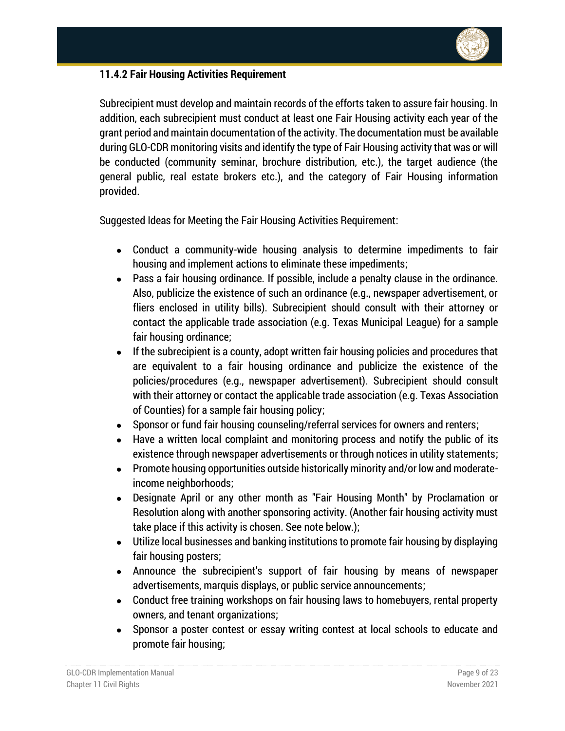### 11.4.2 Fair Housing Activities Requirement

Subrecipient must develop and maintain records of the efforts taken to assure fair housing. In addition, each subrecipient must conduct at least one Fair Housing activity each year of the grant period and maintain documentation of the activity. The documentation must be available during GLO-CDR monitoring visits and identify the type of Fair Housing activity that was or will be conducted (community seminar, brochure distribution, etc.), the target audience (the general public, real estate brokers etc.), and the category of Fair Housing information provided.

Suggested Ideas for Meeting the Fair Housing Activities Requirement:

- Conduct a community-wide housing analysis to determine impediments to fair housing and implement actions to eliminate these impediments;
- Pass a fair housing ordinance. If possible, include a penalty clause in the ordinance. Also, publicize the existence of such an ordinance (e.g., newspaper advertisement, or fliers enclosed in utility bills). Subrecipient should consult with their attorney or contact the applicable trade association (e.g. Texas Municipal League) for a sample fair housing ordinance;
- If the subrecipient is a county, adopt written fair housing policies and procedures that are equivalent to a fair housing ordinance and publicize the existence of the policies/procedures (e.g., newspaper advertisement). Subrecipient should consult with their attorney or contact the applicable trade association (e.g. Texas Association of Counties) for a sample fair housing policy;
- Sponsor or fund fair housing counseling/referral services for owners and renters;
- Have a written local complaint and monitoring process and notify the public of its existence through newspaper advertisements or through notices in utility statements;
- Promote housing opportunities outside historically minority and/or low and moderate-income neighborhoods;
- Designate April or any other month as "Fair Housing Month" by Proclamation or Resolution along with another sponsoring activity. (Another fair housing activity must take place if this activity is chosen. See note below.);
- Utilize local businesses and banking institutions to promote fair housing by displaying fair housing posters;
- Announce the subrecipient's support of fair housing by means of newspaper advertisements, marquis displays, or public service announcements;
- Conduct free training workshops on fair housing laws to homebuyers, rental property owners, and tenant organizations;
- Sponsor a poster contest or essay writing contest at local schools to educate and promote fair housing;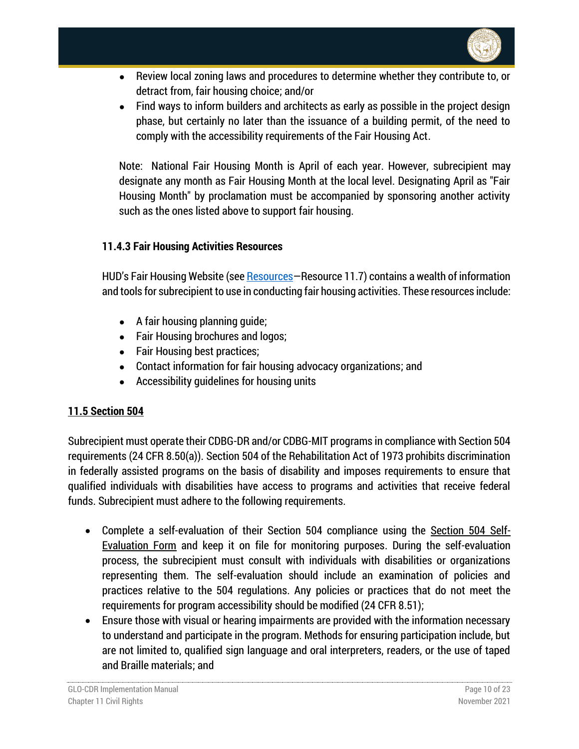- Review local zoning laws and procedures to determine whether they contribute to, or detract from, fair housing choice; and/or
- Find ways to inform builders and architects as early as possible in the project design phase, but certainly no later than the issuance of a building permit, of the need to comply with the accessibility requirements of the Fair Housing Act.

Note: National Fair Housing Month is April of each year. However, subrecipient may designate any month as Fair Housing Month at the local level. Designating April as "Fair Housing Month" by proclamation must be accompanied by sponsoring another activity such as the ones listed above to support fair housing.

### 11.4.3 Fair Housing Activities Resources

HUD's Fair Housing Website (see Resources—Resource 11.7) contains a wealth of information and tools for subrecipient to use in conducting fair housing activities. These resources include:

- A fair housing planning guide;
- Fair Housing brochures and logos;
- Fair Housing best practices;
- Contact information for fair housing advocacy organizations; and
- Accessibility guidelines for housing units

## 11.5 Section 504

Subrecipient must operate their CDBG-DR and/or CDBG-MIT programs in compliance with Section 504 requirements (24 CFR 8.50(a)). Section 504 of the Rehabilitation Act of 1973 prohibits discrimination in federally assisted programs on the basis of disability and imposes requirements to ensure that qualified individuals with disabilities have access to programs and activities that receive federal funds. Subrecipient must adhere to the following requirements.

- Complete a self-evaluation of their Section 504 compliance using the Section 504 Self-Evaluation Form and keep it on file for monitoring purposes. During the self-evaluation process, the subrecipient must consult with individuals with disabilities or organizations representing them. The self-evaluation should include an examination of policies and practices relative to the 504 regulations. Any policies or practices that do not meet the requirements for program accessibility should be modified (24 CFR 8.51);
- Ensure those with visual or hearing impairments are provided with the information necessary to understand and participate in the program. Methods for ensuring participation include, but are not limited to, qualified sign language and oral interpreters, readers, or the use of taped and Braille materials; and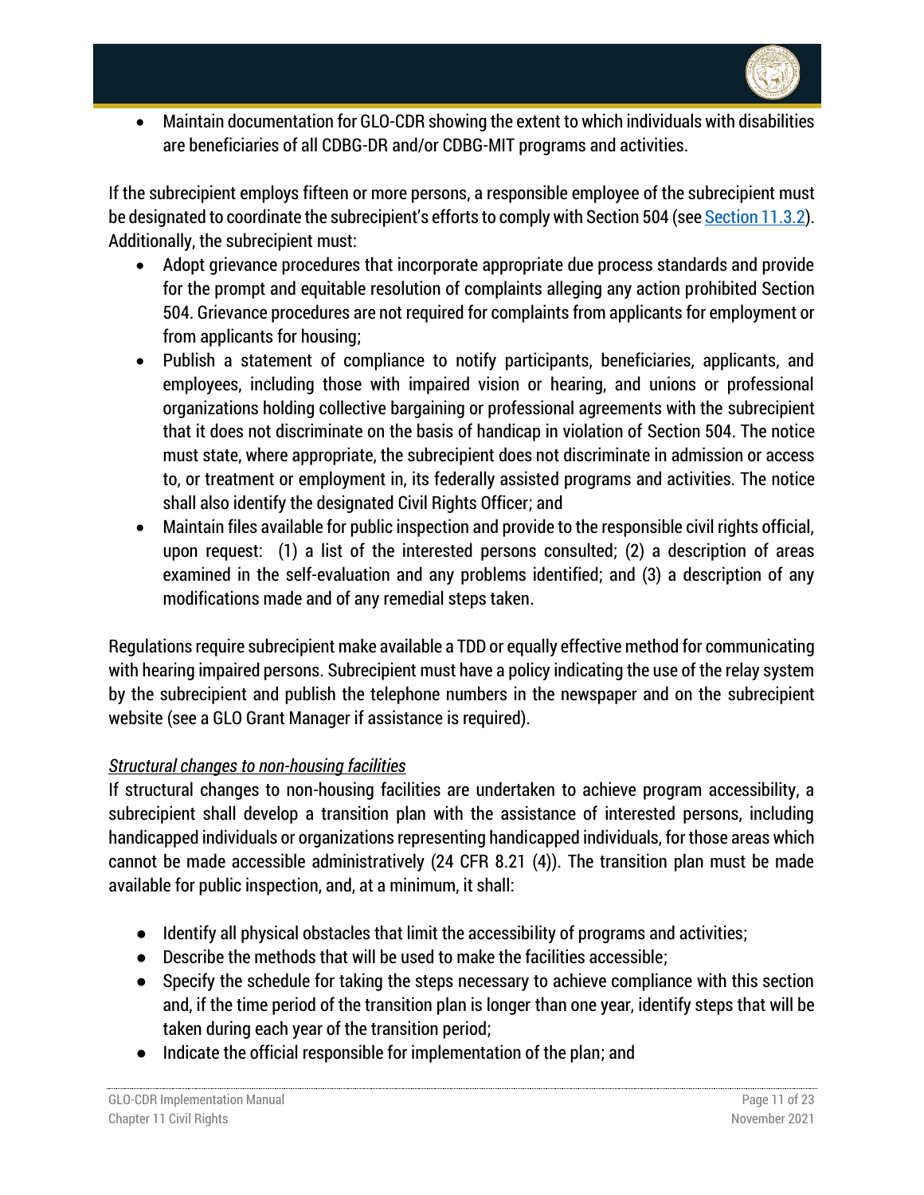- Maintain documentation for GLO-CDR showing the extent to which individuals with disabilities are beneficiaries of all CDBG-DR and/or CDBG-MIT programs and activities.

If the subrecipient employs fifteen or more persons, a responsible employee of the subrecipient must be designated to coordinate the subrecipient's efforts to comply with Section 504 (see Section 11.3.2). Additionally, the subrecipient must:

- Adopt grievance procedures that incorporate appropriate due process standards and provide for the prompt and equitable resolution of complaints alleging any action prohibited Section 504. Grievance procedures are not required for complaints from applicants for employment or from applicants for housing;
- Publish a statement of compliance to notify participants, beneficiaries, applicants, and employees, including those with impaired vision or hearing, and unions or professional organizations holding collective bargaining or professional agreements with the subrecipient that it does not discriminate on the basis of handicap in violation of Section 504. The notice must state, where appropriate, the subrecipient does not discriminate in admission or access to, or treatment or employment in, its federally assisted programs and activities. The notice shall also identify the designated Civil Rights Officer; and
- Maintain files available for public inspection and provide to the responsible civil rights official, upon request: (1) a list of the interested persons consulted; (2) a description of areas examined in the self-evaluation and any problems identified; and (3) a description of any modifications made and of any remedial steps taken.

Regulations require subrecipient make available a TDD or equally effective method for communicating with hearing impaired persons. Subrecipient must have a policy indicating the use of the relay system by the subrecipient and publish the telephone numbers in the newspaper and on the subrecipient website (see a GLO Grant Manager if assistance is required).

*Structural changes to non-housing facilities*

If structural changes to non-housing facilities are undertaken to achieve program accessibility, a subrecipient shall develop a transition plan with the assistance of interested persons, including handicapped individuals or organizations representing handicapped individuals, for those areas which cannot be made accessible administratively (24 CFR 8.21 (4)). The transition plan must be made available for public inspection, and, at a minimum, it shall:

- Identify all physical obstacles that limit the accessibility of programs and activities;
- Describe the methods that will be used to make the facilities accessible;
- Specify the schedule for taking the steps necessary to achieve compliance with this section and, if the time period of the transition plan is longer than one year, identify steps that will be taken during each year of the transition period;
- Indicate the official responsible for implementation of the plan; and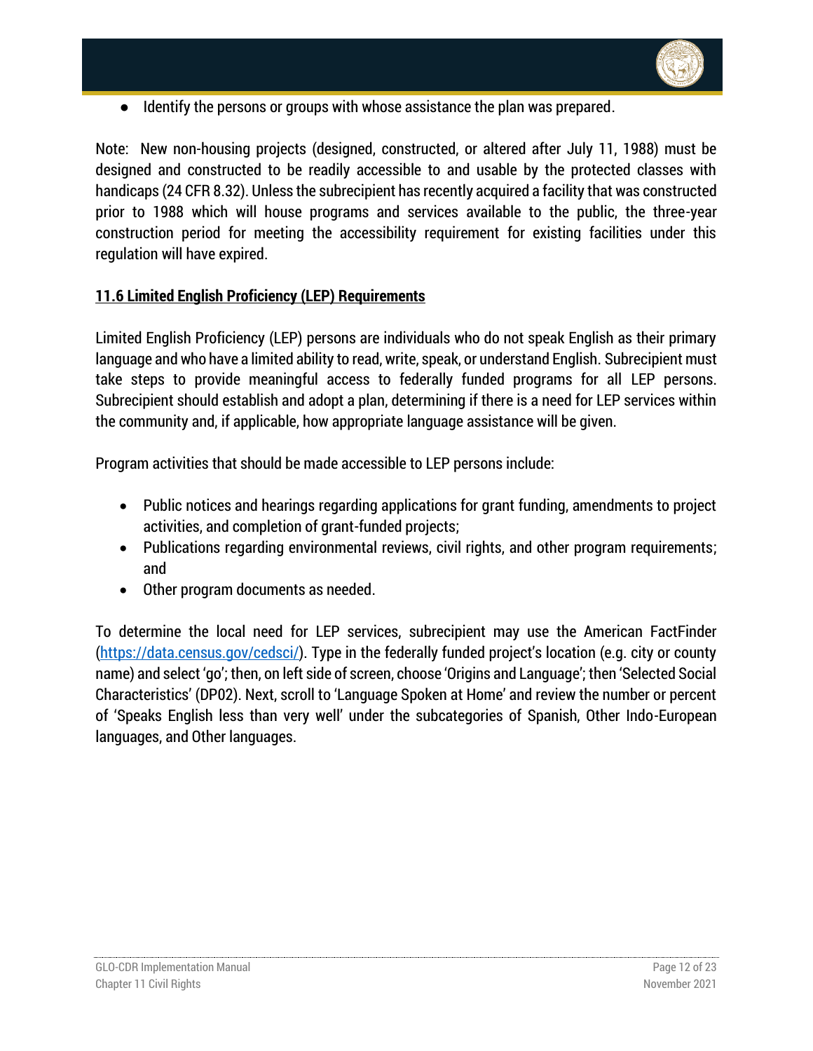- Identify the persons or groups with whose assistance the plan was prepared.

Note: New non-housing projects (designed, constructed, or altered after July 11, 1988) must be designed and constructed to be readily accessible to and usable by the protected classes with handicaps (24 CFR 8.32). Unless the subrecipient has recently acquired a facility that was constructed prior to 1988 which will house programs and services available to the public, the three-year construction period for meeting the accessibility requirement for existing facilities under this regulation will have expired.

## 11.6 Limited English Proficiency (LEP) Requirements

Limited English Proficiency (LEP) persons are individuals who do not speak English as their primary language and who have a limited ability to read, write, speak, or understand English. Subrecipient must take steps to provide meaningful access to federally funded programs for all LEP persons. Subrecipient should establish and adopt a plan, determining if there is a need for LEP services within the community and, if applicable, how appropriate language assistance will be given.

Program activities that should be made accessible to LEP persons include:

- Public notices and hearings regarding applications for grant funding, amendments to project activities, and completion of grant-funded projects;
- Publications regarding environmental reviews, civil rights, and other program requirements; and
- Other program documents as needed.

To determine the local need for LEP services, subrecipient may use the American FactFinder ([https://data.census.gov/cedsci/](https://data.census.gov/cedsci/)). Type in the federally funded project's location (e.g. city or county name) and select 'go'; then, on left side of screen, choose 'Origins and Language'; then 'Selected Social Characteristics' (DP02). Next, scroll to 'Language Spoken at Home' and review the number or percent of 'Speaks English less than very well' under the subcategories of Spanish, Other Indo-European languages, and Other languages.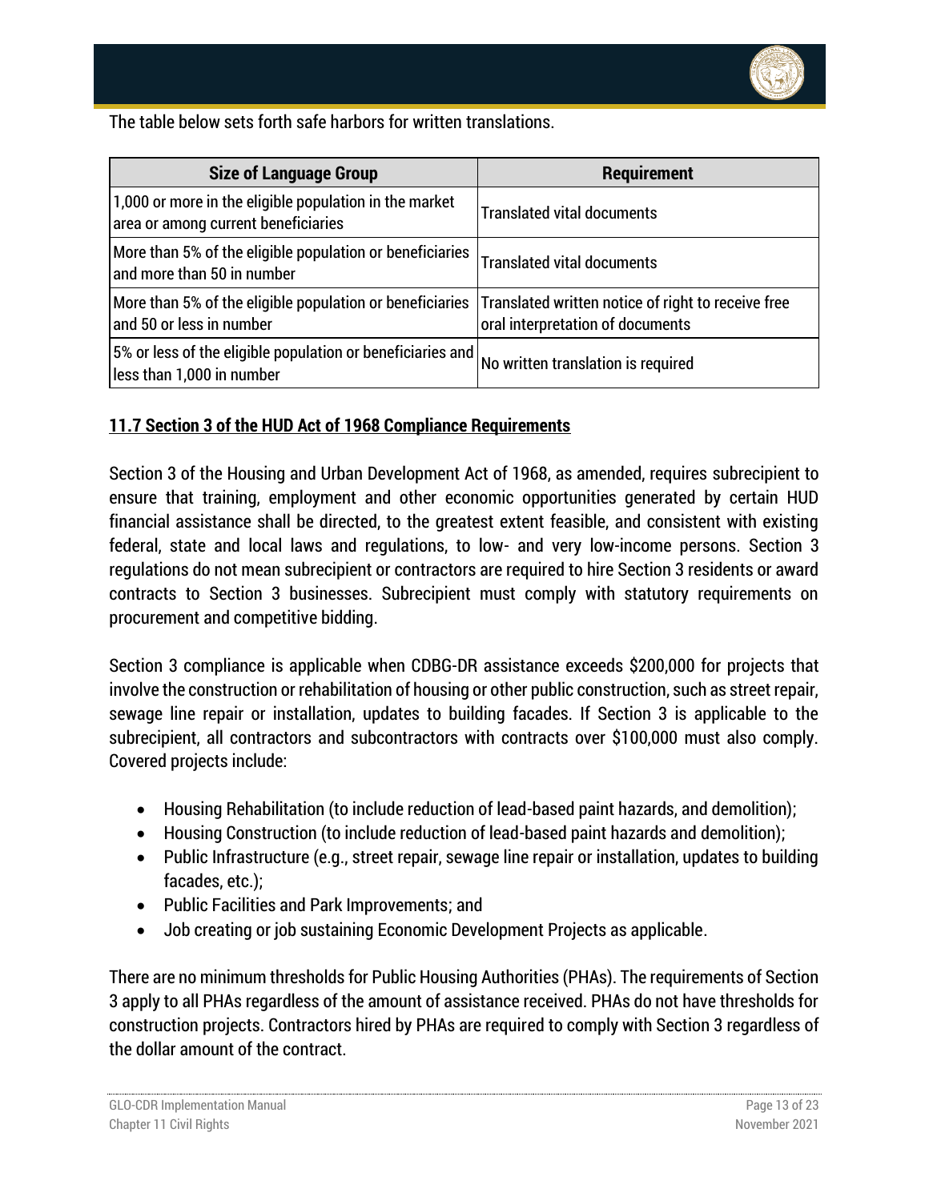The table below sets forth safe harbors for written translations.

| Size of Language Group | Requirement |
| --- | --- |
| 1,000 or more in the eligible population in the market area or among current beneficiaries | Translated vital documents |
| More than 5% of the eligible population or beneficiaries and more than 50 in number | Translated vital documents |
| More than 5% of the eligible population or beneficiaries and 50 or less in number | Translated written notice of right to receive free oral interpretation of documents |
| 5% or less of the eligible population or beneficiaries and less than 1,000 in number | No written translation is required |

## 11.7 Section 3 of the HUD Act of 1968 Compliance Requirements

Section 3 of the Housing and Urban Development Act of 1968, as amended, requires subrecipient to ensure that training, employment and other economic opportunities generated by certain HUD financial assistance shall be directed, to the greatest extent feasible, and consistent with existing federal, state and local laws and regulations, to low- and very low-income persons. Section 3 regulations do not mean subrecipient or contractors are required to hire Section 3 residents or award contracts to Section 3 businesses. Subrecipient must comply with statutory requirements on procurement and competitive bidding.

Section 3 compliance is applicable when CDBG-DR assistance exceeds $200,000 for projects that involve the construction or rehabilitation of housing or other public construction, such as street repair, sewage line repair or installation, updates to building facades. If Section 3 is applicable to the subrecipient, all contractors and subcontractors with contracts over $100,000 must also comply. Covered projects include:

- Housing Rehabilitation (to include reduction of lead-based paint hazards, and demolition);
- Housing Construction (to include reduction of lead-based paint hazards and demolition);
- Public Infrastructure (e.g., street repair, sewage line repair or installation, updates to building facades, etc.);
- Public Facilities and Park Improvements; and
- Job creating or job sustaining Economic Development Projects as applicable.

There are no minimum thresholds for Public Housing Authorities (PHAs). The requirements of Section 3 apply to all PHAs regardless of the amount of assistance received. PHAs do not have thresholds for construction projects. Contractors hired by PHAs are required to comply with Section 3 regardless of the dollar amount of the contract.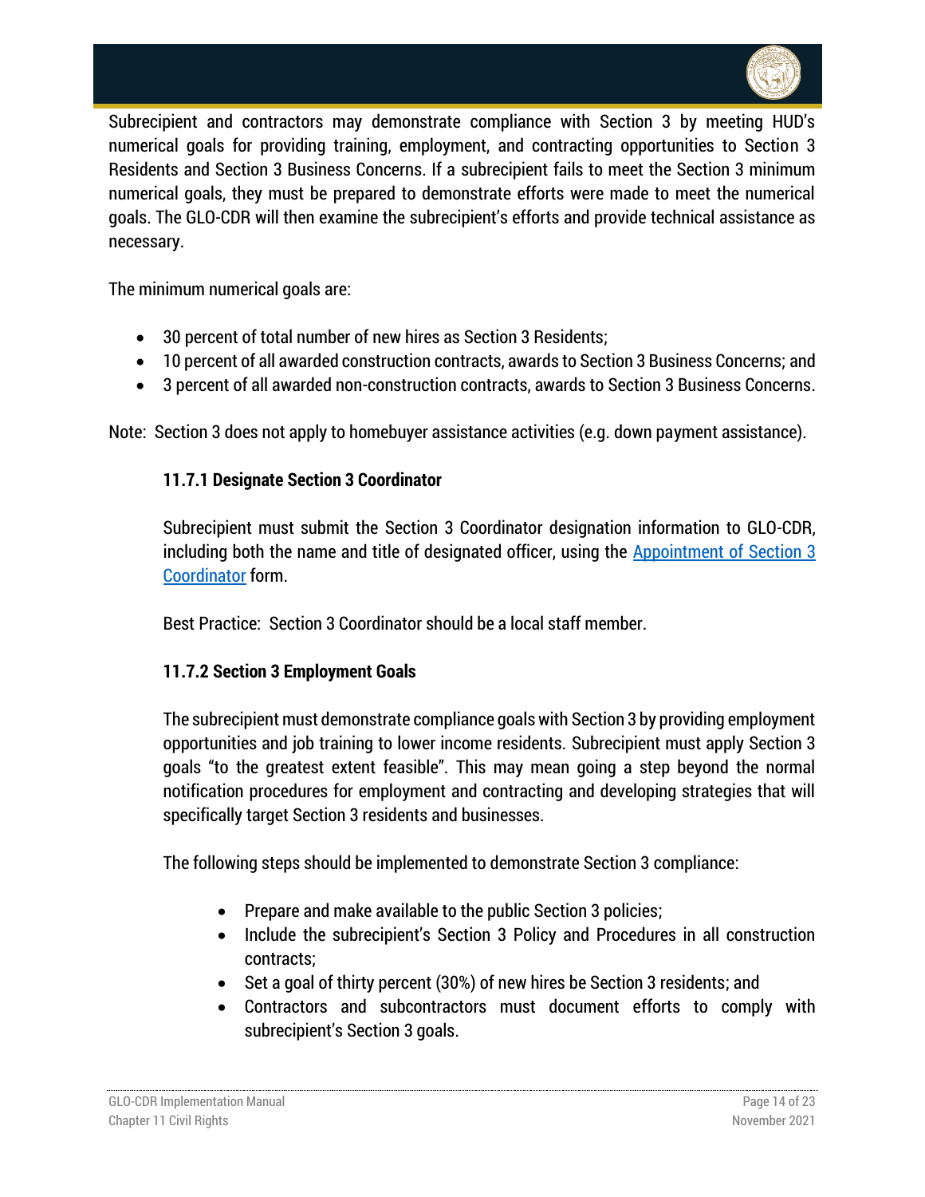Subrecipient and contractors may demonstrate compliance with Section 3 by meeting HUD's numerical goals for providing training, employment, and contracting opportunities to Section 3 Residents and Section 3 Business Concerns. If a subrecipient fails to meet the Section 3 minimum numerical goals, they must be prepared to demonstrate efforts were made to meet the numerical goals. The GLO-CDR will then examine the subrecipient's efforts and provide technical assistance as necessary.

The minimum numerical goals are:

- 30 percent of total number of new hires as Section 3 Residents;
- 10 percent of all awarded construction contracts, awards to Section 3 Business Concerns; and
- 3 percent of all awarded non-construction contracts, awards to Section 3 Business Concerns.

Note: Section 3 does not apply to homebuyer assistance activities (e.g. down payment assistance).

### 11.7.1 Designate Section 3 Coordinator

Subrecipient must submit the Section 3 Coordinator designation information to GLO-CDR, including both the name and title of designated officer, using the [Appointment of Section 3 Coordinator](#) form.

Best Practice: Section 3 Coordinator should be a local staff member.

### 11.7.2 Section 3 Employment Goals

The subrecipient must demonstrate compliance goals with Section 3 by providing employment opportunities and job training to lower income residents. Subrecipient must apply Section 3 goals "to the greatest extent feasible". This may mean going a step beyond the normal notification procedures for employment and contracting and developing strategies that will specifically target Section 3 residents and businesses.

The following steps should be implemented to demonstrate Section 3 compliance:

- Prepare and make available to the public Section 3 policies;
- Include the subrecipient's Section 3 Policy and Procedures in all construction contracts;
- Set a goal of thirty percent (30%) of new hires be Section 3 residents; and
- Contractors and subcontractors must document efforts to comply with subrecipient's Section 3 goals.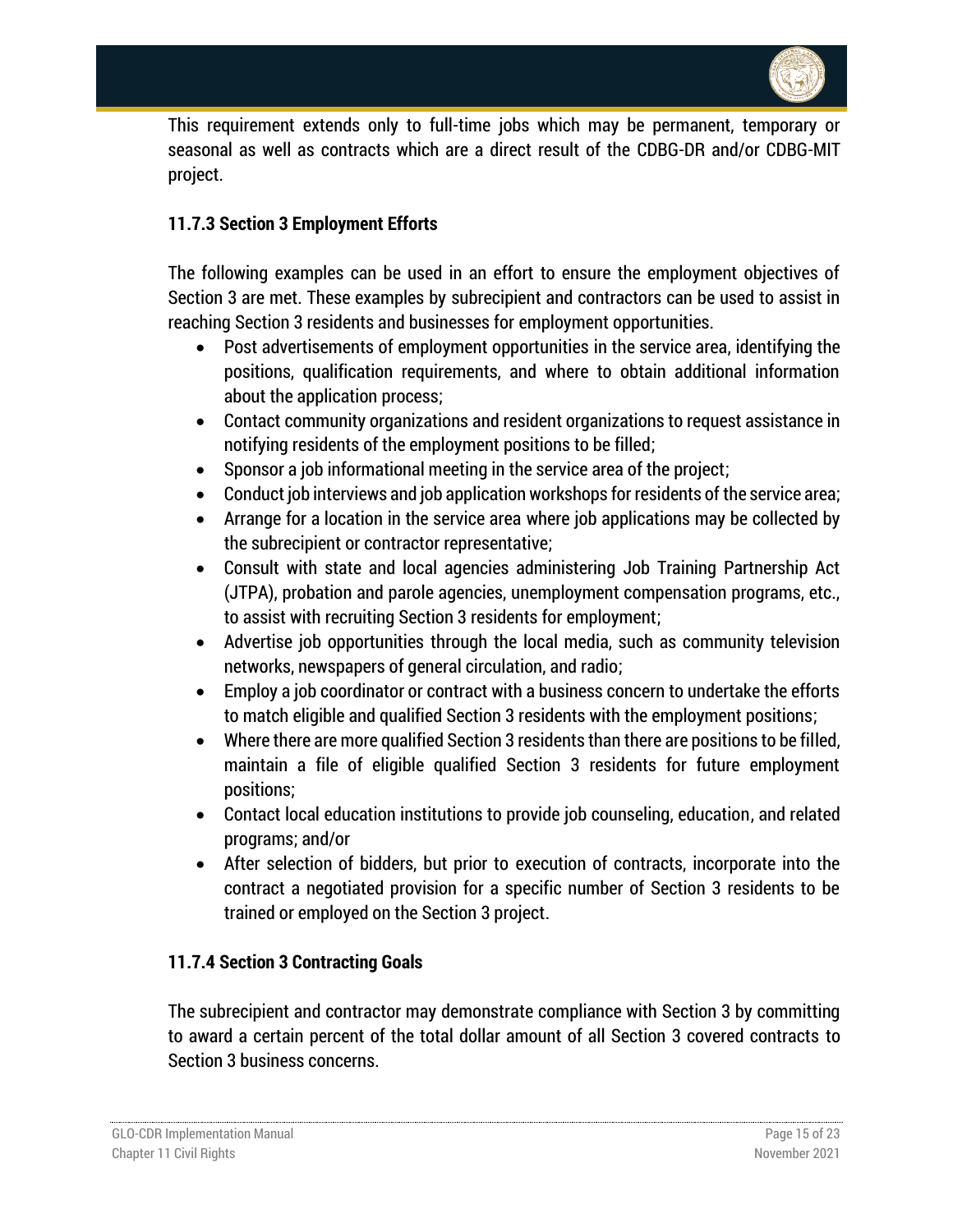This requirement extends only to full-time jobs which may be permanent, temporary or seasonal as well as contracts which are a direct result of the CDBG-DR and/or CDBG-MIT project.

### 11.7.3 Section 3 Employment Efforts

The following examples can be used in an effort to ensure the employment objectives of Section 3 are met. These examples by subrecipient and contractors can be used to assist in reaching Section 3 residents and businesses for employment opportunities.

- Post advertisements of employment opportunities in the service area, identifying the positions, qualification requirements, and where to obtain additional information about the application process;
- Contact community organizations and resident organizations to request assistance in notifying residents of the employment positions to be filled;
- Sponsor a job informational meeting in the service area of the project;
- Conduct job interviews and job application workshops for residents of the service area;
- Arrange for a location in the service area where job applications may be collected by the subrecipient or contractor representative;
- Consult with state and local agencies administering Job Training Partnership Act (JTPA), probation and parole agencies, unemployment compensation programs, etc., to assist with recruiting Section 3 residents for employment;
- Advertise job opportunities through the local media, such as community television networks, newspapers of general circulation, and radio;
- Employ a job coordinator or contract with a business concern to undertake the efforts to match eligible and qualified Section 3 residents with the employment positions;
- Where there are more qualified Section 3 residents than there are positions to be filled, maintain a file of eligible qualified Section 3 residents for future employment positions;
- Contact local education institutions to provide job counseling, education, and related programs; and/or
- After selection of bidders, but prior to execution of contracts, incorporate into the contract a negotiated provision for a specific number of Section 3 residents to be trained or employed on the Section 3 project.

### 11.7.4 Section 3 Contracting Goals

The subrecipient and contractor may demonstrate compliance with Section 3 by committing to award a certain percent of the total dollar amount of all Section 3 covered contracts to Section 3 business concerns.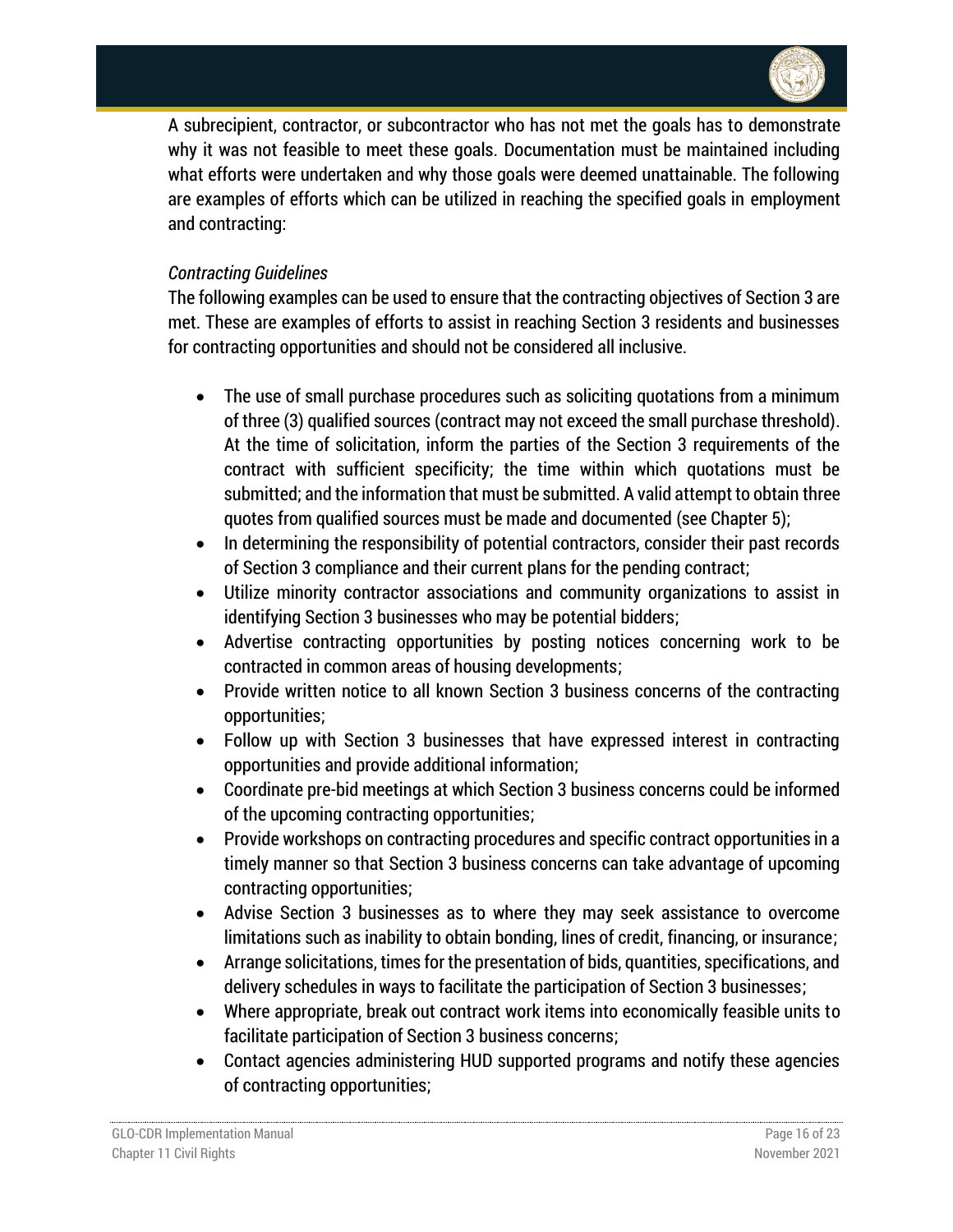A subrecipient, contractor, or subcontractor who has not met the goals has to demonstrate why it was not feasible to meet these goals. Documentation must be maintained including what efforts were undertaken and why those goals were deemed unattainable. The following are examples of efforts which can be utilized in reaching the specified goals in employment and contracting:

*Contracting Guidelines*

The following examples can be used to ensure that the contracting objectives of Section 3 are met. These are examples of efforts to assist in reaching Section 3 residents and businesses for contracting opportunities and should not be considered all inclusive.

- The use of small purchase procedures such as soliciting quotations from a minimum of three (3) qualified sources (contract may not exceed the small purchase threshold). At the time of solicitation, inform the parties of the Section 3 requirements of the contract with sufficient specificity; the time within which quotations must be submitted; and the information that must be submitted. A valid attempt to obtain three quotes from qualified sources must be made and documented (see Chapter 5);
- In determining the responsibility of potential contractors, consider their past records of Section 3 compliance and their current plans for the pending contract;
- Utilize minority contractor associations and community organizations to assist in identifying Section 3 businesses who may be potential bidders;
- Advertise contracting opportunities by posting notices concerning work to be contracted in common areas of housing developments;
- Provide written notice to all known Section 3 business concerns of the contracting opportunities;
- Follow up with Section 3 businesses that have expressed interest in contracting opportunities and provide additional information;
- Coordinate pre-bid meetings at which Section 3 business concerns could be informed of the upcoming contracting opportunities;
- Provide workshops on contracting procedures and specific contract opportunities in a timely manner so that Section 3 business concerns can take advantage of upcoming contracting opportunities;
- Advise Section 3 businesses as to where they may seek assistance to overcome limitations such as inability to obtain bonding, lines of credit, financing, or insurance;
- Arrange solicitations, times for the presentation of bids, quantities, specifications, and delivery schedules in ways to facilitate the participation of Section 3 businesses;
- Where appropriate, break out contract work items into economically feasible units to facilitate participation of Section 3 business concerns;
- Contact agencies administering HUD supported programs and notify these agencies of contracting opportunities;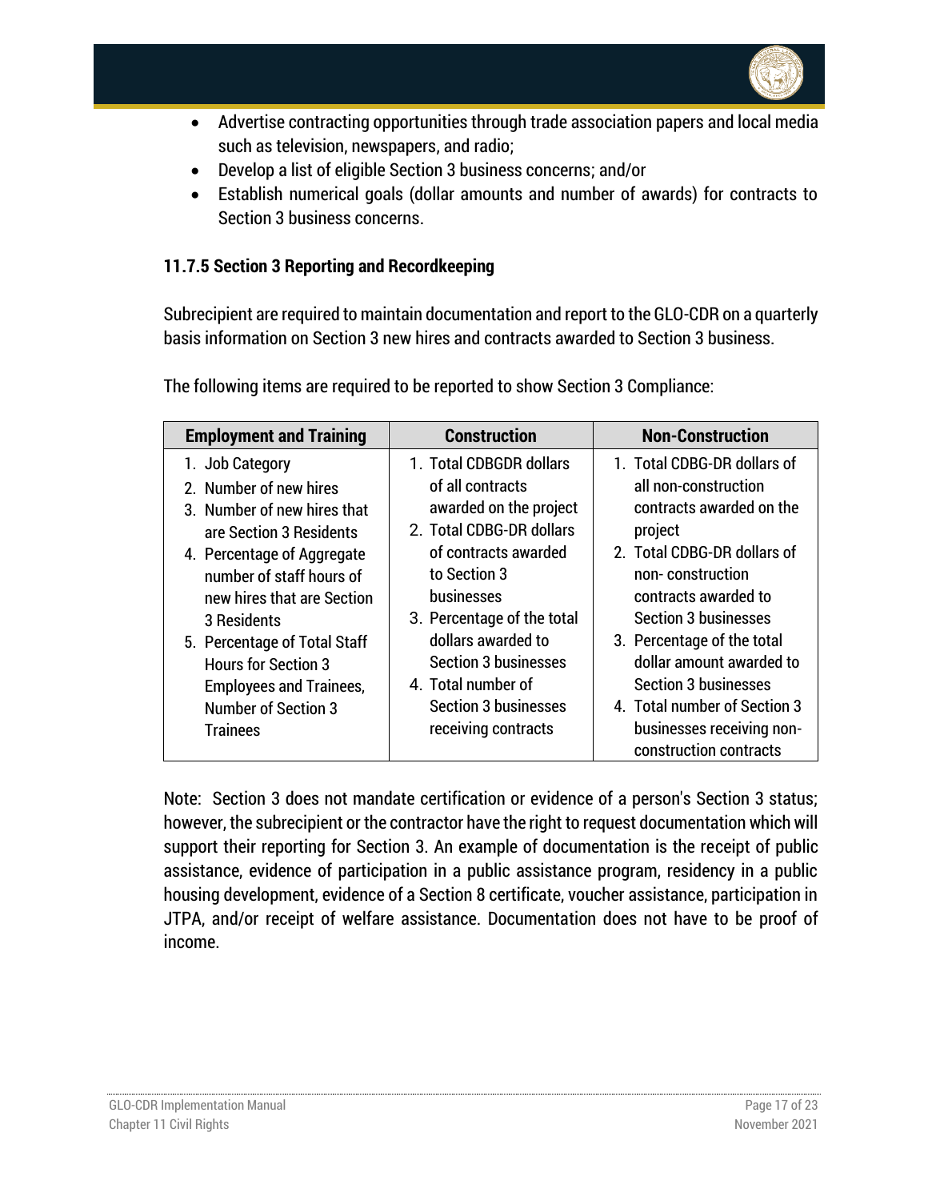- Advertise contracting opportunities through trade association papers and local media such as television, newspapers, and radio;
- Develop a list of eligible Section 3 business concerns; and/or
- Establish numerical goals (dollar amounts and number of awards) for contracts to Section 3 business concerns.

### 11.7.5 Section 3 Reporting and Recordkeeping

Subrecipient are required to maintain documentation and report to the GLO-CDR on a quarterly basis information on Section 3 new hires and contracts awarded to Section 3 business.

The following items are required to be reported to show Section 3 Compliance:

| Employment and Training | Construction | Non-Construction |
|---|---|---|
| 1. Job Category<br>2. Number of new hires<br>3. Number of new hires that are Section 3 Residents<br>4. Percentage of Aggregate number of staff hours of new hires that are Section 3 Residents<br>5. Percentage of Total Staff Hours for Section 3 Employees and Trainees, Number of Section 3 Trainees | 1. Total CDBGDR dollars of all contracts awarded on the project<br>2. Total CDBG-DR dollars of contracts awarded to Section 3 businesses<br>3. Percentage of the total dollars awarded to Section 3 businesses<br>4. Total number of Section 3 businesses receiving contracts | 1. Total CDBG-DR dollars of all non-construction contracts awarded on the project<br>2. Total CDBG-DR dollars of non- construction contracts awarded to Section 3 businesses<br>3. Percentage of the total dollar amount awarded to Section 3 businesses<br>4. Total number of Section 3 businesses receiving non-construction contracts |

Note: Section 3 does not mandate certification or evidence of a person's Section 3 status; however, the subrecipient or the contractor have the right to request documentation which will support their reporting for Section 3. An example of documentation is the receipt of public assistance, evidence of participation in a public assistance program, residency in a public housing development, evidence of a Section 8 certificate, voucher assistance, participation in JTPA, and/or receipt of welfare assistance. Documentation does not have to be proof of income.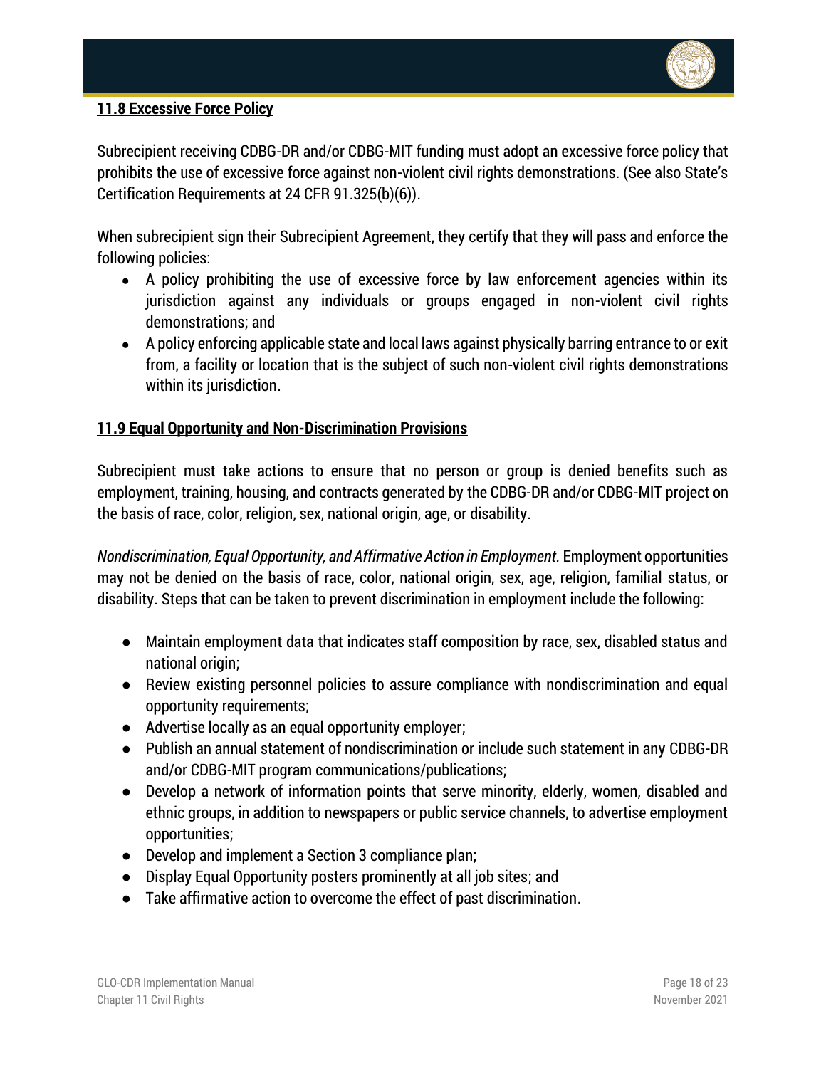### 11.8 Excessive Force Policy

Subrecipient receiving CDBG-DR and/or CDBG-MIT funding must adopt an excessive force policy that prohibits the use of excessive force against non-violent civil rights demonstrations. (See also State's Certification Requirements at 24 CFR 91.325(b)(6)).

When subrecipient sign their Subrecipient Agreement, they certify that they will pass and enforce the following policies:

- A policy prohibiting the use of excessive force by law enforcement agencies within its jurisdiction against any individuals or groups engaged in non-violent civil rights demonstrations; and
- A policy enforcing applicable state and local laws against physically barring entrance to or exit from, a facility or location that is the subject of such non-violent civil rights demonstrations within its jurisdiction.

### 11.9 Equal Opportunity and Non-Discrimination Provisions

Subrecipient must take actions to ensure that no person or group is denied benefits such as employment, training, housing, and contracts generated by the CDBG-DR and/or CDBG-MIT project on the basis of race, color, religion, sex, national origin, age, or disability.

*Nondiscrimination, Equal Opportunity, and Affirmative Action in Employment.* Employment opportunities may not be denied on the basis of race, color, national origin, sex, age, religion, familial status, or disability. Steps that can be taken to prevent discrimination in employment include the following:

- Maintain employment data that indicates staff composition by race, sex, disabled status and national origin;
- Review existing personnel policies to assure compliance with nondiscrimination and equal opportunity requirements;
- Advertise locally as an equal opportunity employer;
- Publish an annual statement of nondiscrimination or include such statement in any CDBG-DR and/or CDBG-MIT program communications/publications;
- Develop a network of information points that serve minority, elderly, women, disabled and ethnic groups, in addition to newspapers or public service channels, to advertise employment opportunities;
- Develop and implement a Section 3 compliance plan;
- Display Equal Opportunity posters prominently at all job sites; and
- Take affirmative action to overcome the effect of past discrimination.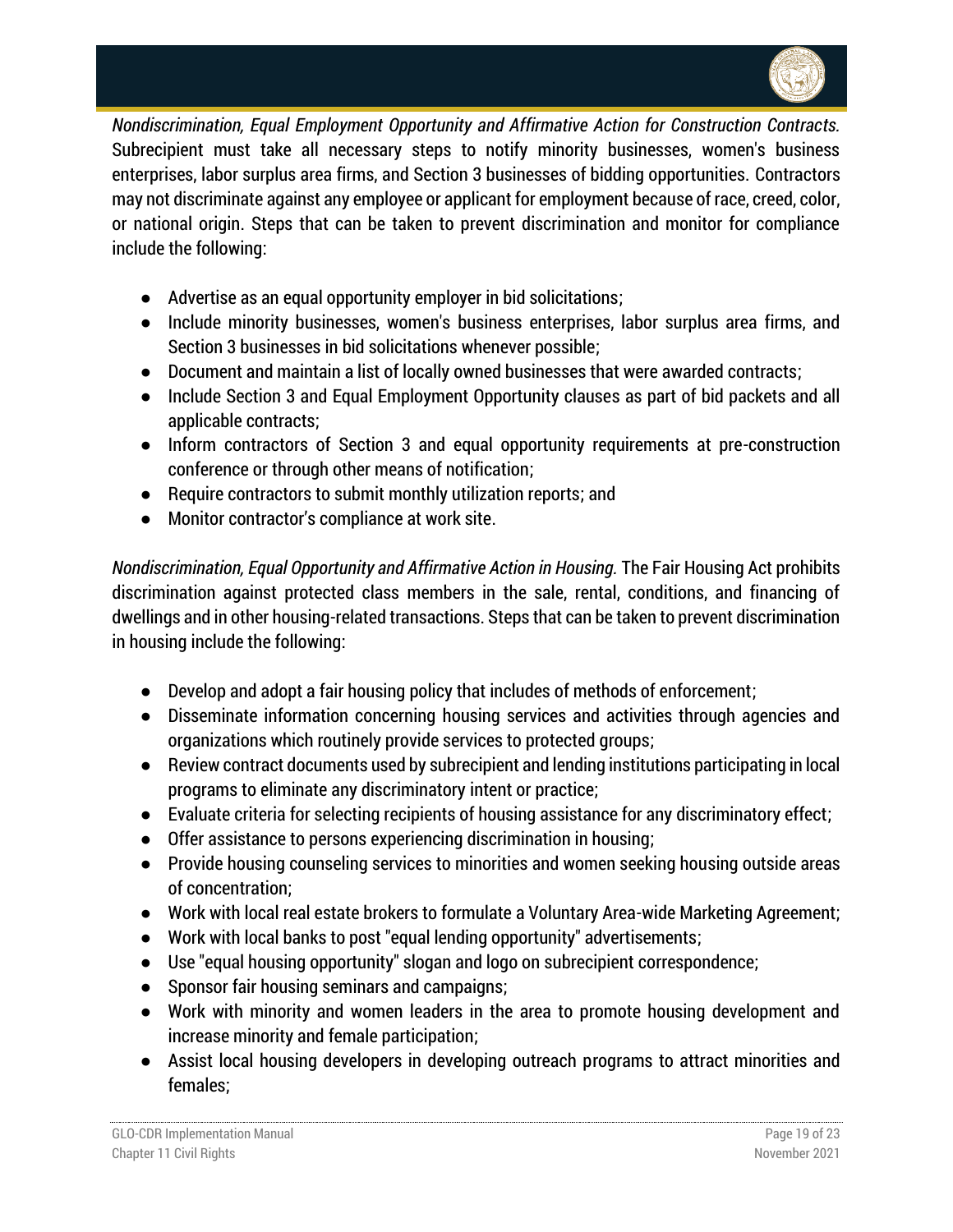*Nondiscrimination, Equal Employment Opportunity and Affirmative Action for Construction Contracts.* Subrecipient must take all necessary steps to notify minority businesses, women's business enterprises, labor surplus area firms, and Section 3 businesses of bidding opportunities. Contractors may not discriminate against any employee or applicant for employment because of race, creed, color, or national origin. Steps that can be taken to prevent discrimination and monitor for compliance include the following:

- Advertise as an equal opportunity employer in bid solicitations;
- Include minority businesses, women's business enterprises, labor surplus area firms, and Section 3 businesses in bid solicitations whenever possible;
- Document and maintain a list of locally owned businesses that were awarded contracts;
- Include Section 3 and Equal Employment Opportunity clauses as part of bid packets and all applicable contracts;
- Inform contractors of Section 3 and equal opportunity requirements at pre-construction conference or through other means of notification;
- Require contractors to submit monthly utilization reports; and
- Monitor contractor's compliance at work site.

*Nondiscrimination, Equal Opportunity and Affirmative Action in Housing.* The Fair Housing Act prohibits discrimination against protected class members in the sale, rental, conditions, and financing of dwellings and in other housing-related transactions. Steps that can be taken to prevent discrimination in housing include the following:

- Develop and adopt a fair housing policy that includes of methods of enforcement;
- Disseminate information concerning housing services and activities through agencies and organizations which routinely provide services to protected groups;
- Review contract documents used by subrecipient and lending institutions participating in local programs to eliminate any discriminatory intent or practice;
- Evaluate criteria for selecting recipients of housing assistance for any discriminatory effect;
- Offer assistance to persons experiencing discrimination in housing;
- Provide housing counseling services to minorities and women seeking housing outside areas of concentration;
- Work with local real estate brokers to formulate a Voluntary Area-wide Marketing Agreement;
- Work with local banks to post "equal lending opportunity" advertisements;
- Use "equal housing opportunity" slogan and logo on subrecipient correspondence;
- Sponsor fair housing seminars and campaigns;
- Work with minority and women leaders in the area to promote housing development and increase minority and female participation;
- Assist local housing developers in developing outreach programs to attract minorities and females;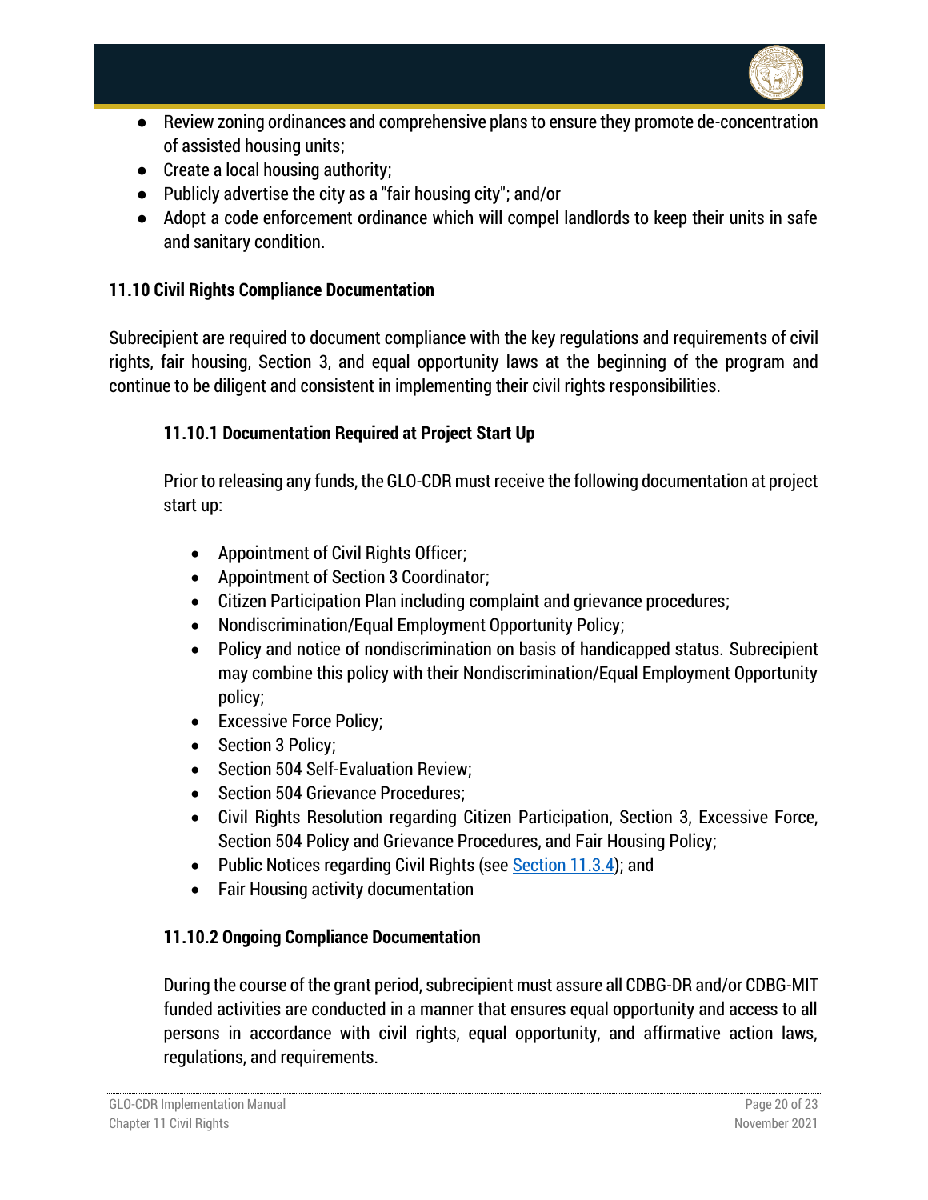- Review zoning ordinances and comprehensive plans to ensure they promote de-concentration of assisted housing units;
- Create a local housing authority;
- Publicly advertise the city as a "fair housing city"; and/or
- Adopt a code enforcement ordinance which will compel landlords to keep their units in safe and sanitary condition.

## 11.10 Civil Rights Compliance Documentation

Subrecipient are required to document compliance with the key regulations and requirements of civil rights, fair housing, Section 3, and equal opportunity laws at the beginning of the program and continue to be diligent and consistent in implementing their civil rights responsibilities.

### 11.10.1 Documentation Required at Project Start Up

Prior to releasing any funds, the GLO-CDR must receive the following documentation at project start up:

- Appointment of Civil Rights Officer;
- Appointment of Section 3 Coordinator;
- Citizen Participation Plan including complaint and grievance procedures;
- Nondiscrimination/Equal Employment Opportunity Policy;
- Policy and notice of nondiscrimination on basis of handicapped status. Subrecipient may combine this policy with their Nondiscrimination/Equal Employment Opportunity policy;
- Excessive Force Policy;
- Section 3 Policy;
- Section 504 Self-Evaluation Review;
- Section 504 Grievance Procedures;
- Civil Rights Resolution regarding Citizen Participation, Section 3, Excessive Force, Section 504 Policy and Grievance Procedures, and Fair Housing Policy;
- Public Notices regarding Civil Rights (see Section 11.3.4); and
- Fair Housing activity documentation

### 11.10.2 Ongoing Compliance Documentation

During the course of the grant period, subrecipient must assure all CDBG-DR and/or CDBG-MIT funded activities are conducted in a manner that ensures equal opportunity and access to all persons in accordance with civil rights, equal opportunity, and affirmative action laws, regulations, and requirements.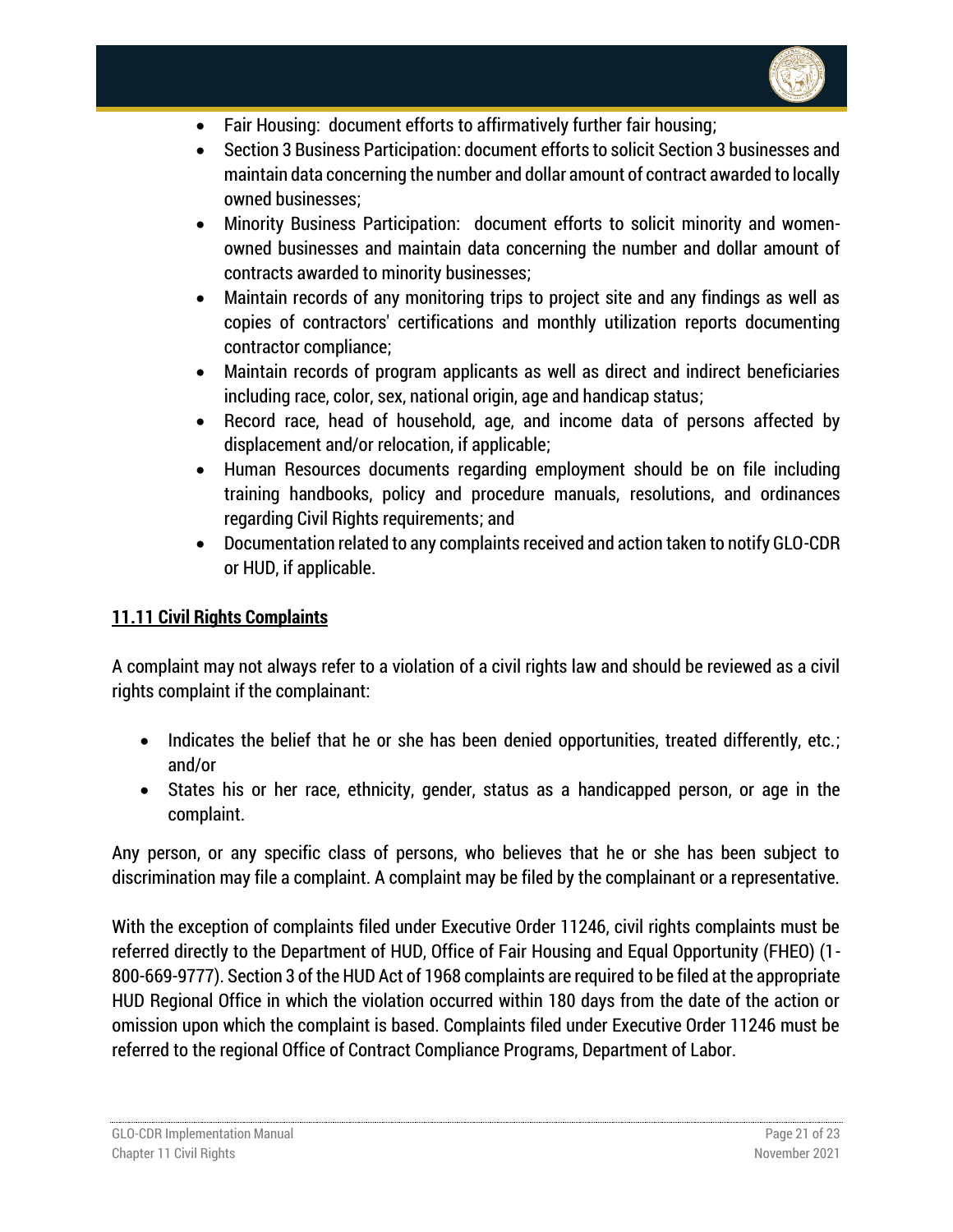- Fair Housing: document efforts to affirmatively further fair housing;
- Section 3 Business Participation: document efforts to solicit Section 3 businesses and maintain data concerning the number and dollar amount of contract awarded to locally owned businesses;
- Minority Business Participation: document efforts to solicit minority and women-owned businesses and maintain data concerning the number and dollar amount of contracts awarded to minority businesses;
- Maintain records of any monitoring trips to project site and any findings as well as copies of contractors' certifications and monthly utilization reports documenting contractor compliance;
- Maintain records of program applicants as well as direct and indirect beneficiaries including race, color, sex, national origin, age and handicap status;
- Record race, head of household, age, and income data of persons affected by displacement and/or relocation, if applicable;
- Human Resources documents regarding employment should be on file including training handbooks, policy and procedure manuals, resolutions, and ordinances regarding Civil Rights requirements; and
- Documentation related to any complaints received and action taken to notify GLO-CDR or HUD, if applicable.

## 11.11 Civil Rights Complaints

A complaint may not always refer to a violation of a civil rights law and should be reviewed as a civil rights complaint if the complainant:

- Indicates the belief that he or she has been denied opportunities, treated differently, etc.; and/or
- States his or her race, ethnicity, gender, status as a handicapped person, or age in the complaint.

Any person, or any specific class of persons, who believes that he or she has been subject to discrimination may file a complaint. A complaint may be filed by the complainant or a representative.

With the exception of complaints filed under Executive Order 11246, civil rights complaints must be referred directly to the Department of HUD, Office of Fair Housing and Equal Opportunity (FHEO) (1-800-669-9777). Section 3 of the HUD Act of 1968 complaints are required to be filed at the appropriate HUD Regional Office in which the violation occurred within 180 days from the date of the action or omission upon which the complaint is based. Complaints filed under Executive Order 11246 must be referred to the regional Office of Contract Compliance Programs, Department of Labor.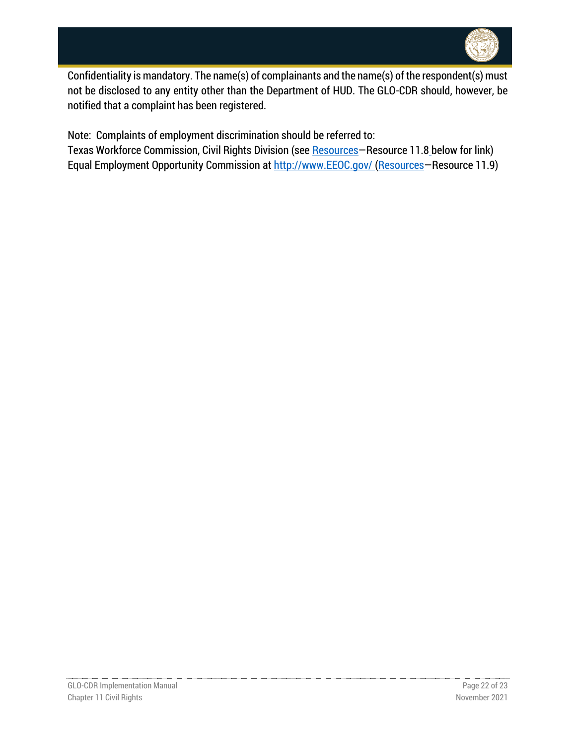Confidentiality is mandatory. The name(s) of complainants and the name(s) of the respondent(s) must not be disclosed to any entity other than the Department of HUD. The GLO-CDR should, however, be notified that a complaint has been registered.

Note: Complaints of employment discrimination should be referred to:
Texas Workforce Commission, Civil Rights Division (see Resources—Resource 11.8 below for link)
Equal Employment Opportunity Commission at http://www.EEOC.gov/ (Resources—Resource 11.9)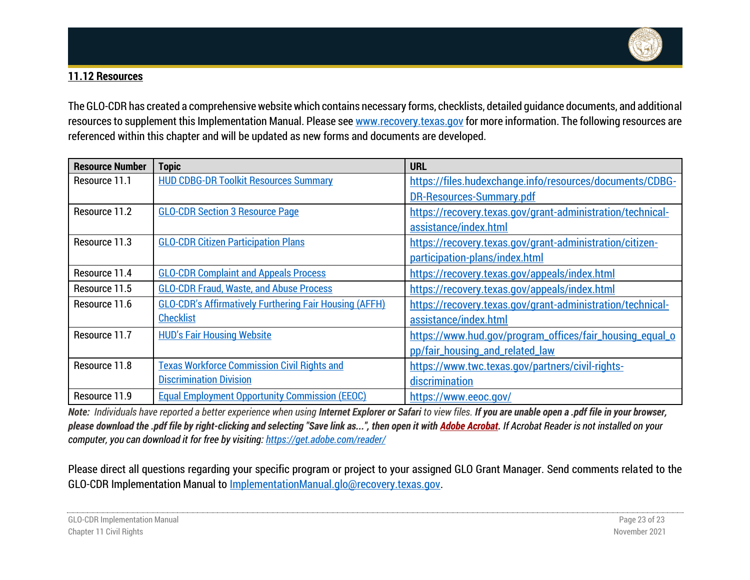## 11.12 Resources

The GLO-CDR has created a comprehensive website which contains necessary forms, checklists, detailed guidance documents, and additional resources to supplement this Implementation Manual. Please see www.recovery.texas.gov for more information. The following resources are referenced within this chapter and will be updated as new forms and documents are developed.

| Resource Number | Topic | URL |
|---|---|---|
| Resource 11.1 | HUD CDBG-DR Toolkit Resources Summary | https://files.hudexchange.info/resources/documents/CDBG-DR-Resources-Summary.pdf |
| Resource 11.2 | GLO-CDR Section 3 Resource Page | https://recovery.texas.gov/grant-administration/technical-assistance/index.html |
| Resource 11.3 | GLO-CDR Citizen Participation Plans | https://recovery.texas.gov/grant-administration/citizen-participation-plans/index.html |
| Resource 11.4 | GLO-CDR Complaint and Appeals Process | https://recovery.texas.gov/appeals/index.html |
| Resource 11.5 | GLO-CDR Fraud, Waste, and Abuse Process | https://recovery.texas.gov/appeals/index.html |
| Resource 11.6 | GLO-CDR's Affirmatively Furthering Fair Housing (AFFH) Checklist | https://recovery.texas.gov/grant-administration/technical-assistance/index.html |
| Resource 11.7 | HUD's Fair Housing Website | https://www.hud.gov/program_offices/fair_housing_equal_opp/fair_housing_and_related_law |
| Resource 11.8 | Texas Workforce Commission Civil Rights and Discrimination Division | https://www.twc.texas.gov/partners/civil-rights-discrimination |
| Resource 11.9 | Equal Employment Opportunity Commission (EEOC) | https://www.eeoc.gov/ |

***Note:*** *Individuals have reported a better experience when using **Internet Explorer or Safari** to view files. **If you are unable open a .pdf file in your browser, please download the .pdf file by right-clicking and selecting "Save link as...", then open it with Adobe Acrobat.** If Acrobat Reader is not installed on your computer, you can download it for free by visiting: https://get.adobe.com/reader/*

Please direct all questions regarding your specific program or project to your assigned GLO Grant Manager. Send comments related to the GLO-CDR Implementation Manual to ImplementationManual.glo@recovery.texas.gov.